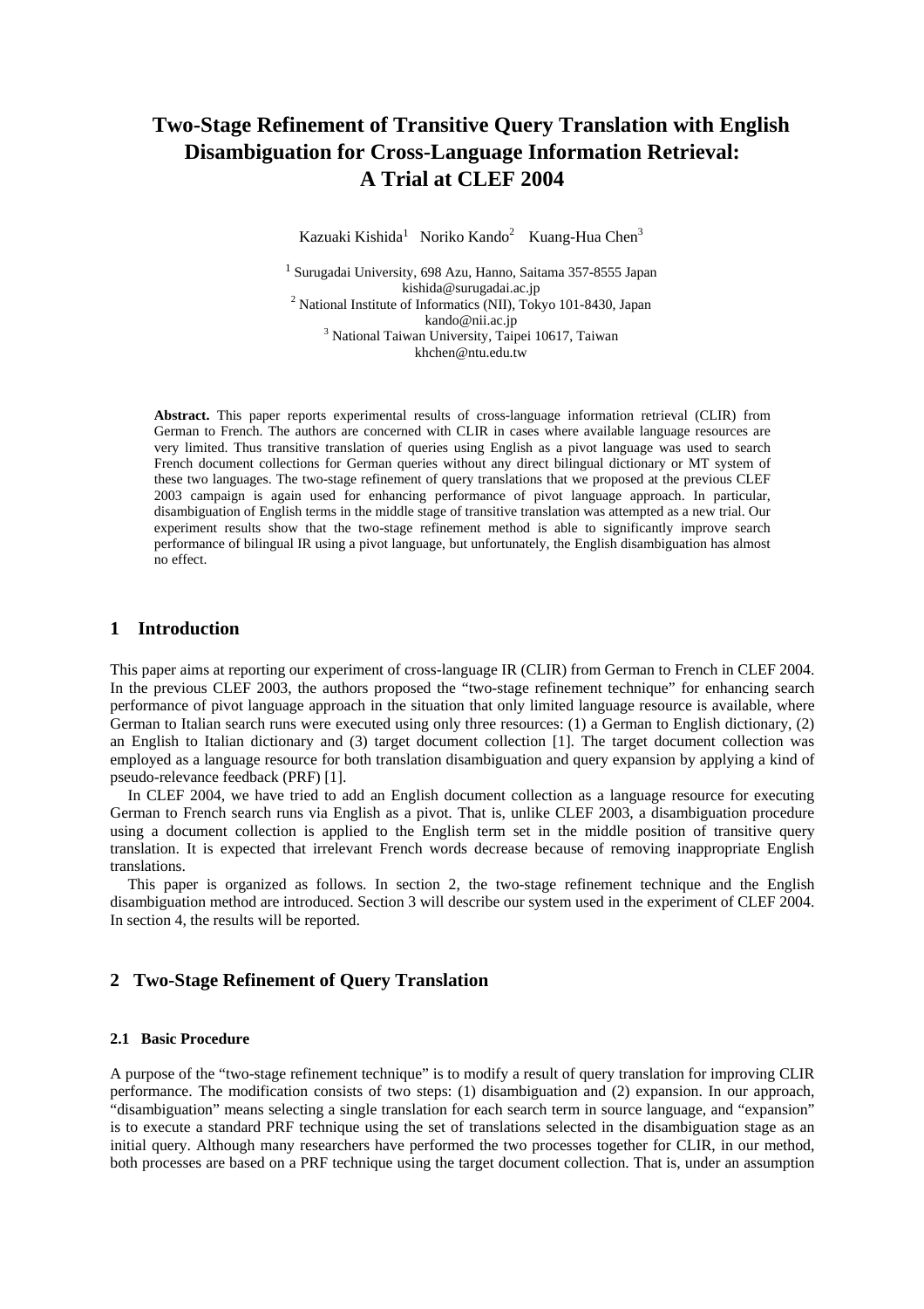# Two-Stage Refinement of Transitive Query Translation with English Disambiguation for Cross-Language Information Retrieval: A Trial at CLEF 2004

Kazuaki Kishida[1] Noriko Kando[2] Kuang-Hua Chen[3]

[1] Surugadai University, 698 Azu, Hanno, Saitama 357-8555 Japan
kishida@surugadai.ac.jp
[2] National Institute of Informatics (NII), Tokyo 101-8430, Japan
kando@nii.ac.jp
[3] National Taiwan University, Taipei 10617, Taiwan
khchen@ntu.edu.tw

**Abstract.** This paper reports experimental results of cross-language information retrieval (CLIR) from German to French. The authors are concerned with CLIR in cases where available language resources are very limited. Thus transitive translation of queries using English as a pivot language was used to search French document collections for German queries without any direct bilingual dictionary or MT system of these two languages. The two-stage refinement of query translations that we proposed at the previous CLEF 2003 campaign is again used for enhancing performance of pivot language approach. In particular, disambiguation of English terms in the middle stage of transitive translation was attempted as a new trial. Our experiment results show that the two-stage refinement method is able to significantly improve search performance of bilingual IR using a pivot language, but unfortunately, the English disambiguation has almost no effect.

## 1 Introduction

This paper aims at reporting our experiment of cross-language IR (CLIR) from German to French in CLEF 2004. In the previous CLEF 2003, the authors proposed the "two-stage refinement technique" for enhancing search performance of pivot language approach in the situation that only limited language resource is available, where German to Italian search runs were executed using only three resources: (1) a German to English dictionary, (2) an English to Italian dictionary and (3) target document collection [1]. The target document collection was employed as a language resource for both translation disambiguation and query expansion by applying a kind of pseudo-relevance feedback (PRF) [1].

In CLEF 2004, we have tried to add an English document collection as a language resource for executing German to French search runs via English as a pivot. That is, unlike CLEF 2003, a disambiguation procedure using a document collection is applied to the English term set in the middle position of transitive query translation. It is expected that irrelevant French words decrease because of removing inappropriate English translations.

This paper is organized as follows. In section 2, the two-stage refinement technique and the English disambiguation method are introduced. Section 3 will describe our system used in the experiment of CLEF 2004. In section 4, the results will be reported.

## 2 Two-Stage Refinement of Query Translation

### 2.1 Basic Procedure

A purpose of the "two-stage refinement technique" is to modify a result of query translation for improving CLIR performance. The modification consists of two steps: (1) disambiguation and (2) expansion. In our approach, "disambiguation" means selecting a single translation for each search term in source language, and "expansion" is to execute a standard PRF technique using the set of translations selected in the disambiguation stage as an initial query. Although many researchers have performed the two processes together for CLIR, in our method, both processes are based on a PRF technique using the target document collection. That is, under an assumption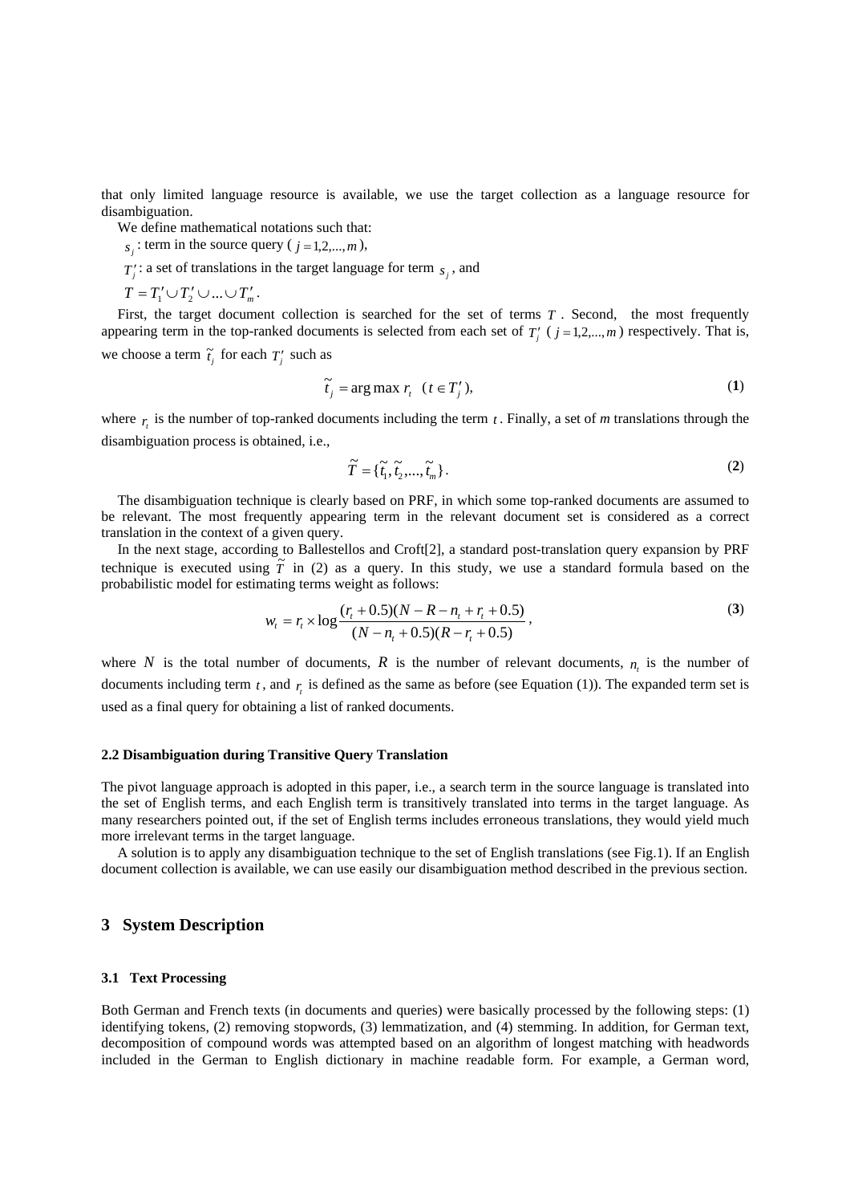that only limited language resource is available, we use the target collection as a language resource for disambiguation.

We define mathematical notations such that:

$s_j$ : term in the source query ( $j = 1,2,...,m$ ),

$T'_j$ : a set of translations in the target language for term $s_j$ , and

$T = T'_1 \cup T'_2 \cup ... \cup T'_m$ .

First, the target document collection is searched for the set of terms $T$ . Second, the most frequently appearing term in the top-ranked documents is selected from each set of $T'_j$ ( $j = 1,2,...,m$ ) respectively. That is, we choose a term $\tilde{t}_j$ for each $T'_j$ such as

$$\tilde{t}_j = \arg\max r_t \quad (t \in T'_j), \tag{1}$$

where $r_t$ is the number of top-ranked documents including the term $t$ . Finally, a set of *m* translations through the disambiguation process is obtained, i.e.,

$$\tilde{T} = \{\tilde{t}_1, \tilde{t}_2, ..., \tilde{t}_m\}. \tag{2}$$

The disambiguation technique is clearly based on PRF, in which some top-ranked documents are assumed to be relevant. The most frequently appearing term in the relevant document set is considered as a correct translation in the context of a given query.

In the next stage, according to Ballestellos and Croft[2], a standard post-translation query expansion by PRF technique is executed using $\tilde{T}$ in (2) as a query. In this study, we use a standard formula based on the probabilistic model for estimating terms weight as follows:

$$w_t = r_t \times \log \frac{(r_t + 0.5)(N - R - n_t + r_t + 0.5)}{(N - n_t + 0.5)(R - r_t + 0.5)}, \tag{3}$$

where $N$ is the total number of documents, $R$ is the number of relevant documents, $n_t$ is the number of documents including term $t$ , and $r_t$ is defined as the same as before (see Equation (1)). The expanded term set is used as a final query for obtaining a list of ranked documents.

### 2.2 Disambiguation during Transitive Query Translation

The pivot language approach is adopted in this paper, i.e., a search term in the source language is translated into the set of English terms, and each English term is transitively translated into terms in the target language. As many researchers pointed out, if the set of English terms includes erroneous translations, they would yield much more irrelevant terms in the target language.

A solution is to apply any disambiguation technique to the set of English translations (see Fig.1). If an English document collection is available, we can use easily our disambiguation method described in the previous section.

## 3 System Description

### 3.1 Text Processing

Both German and French texts (in documents and queries) were basically processed by the following steps: (1) identifying tokens, (2) removing stopwords, (3) lemmatization, and (4) stemming. In addition, for German text, decomposition of compound words was attempted based on an algorithm of longest matching with headwords included in the German to English dictionary in machine readable form. For example, a German word,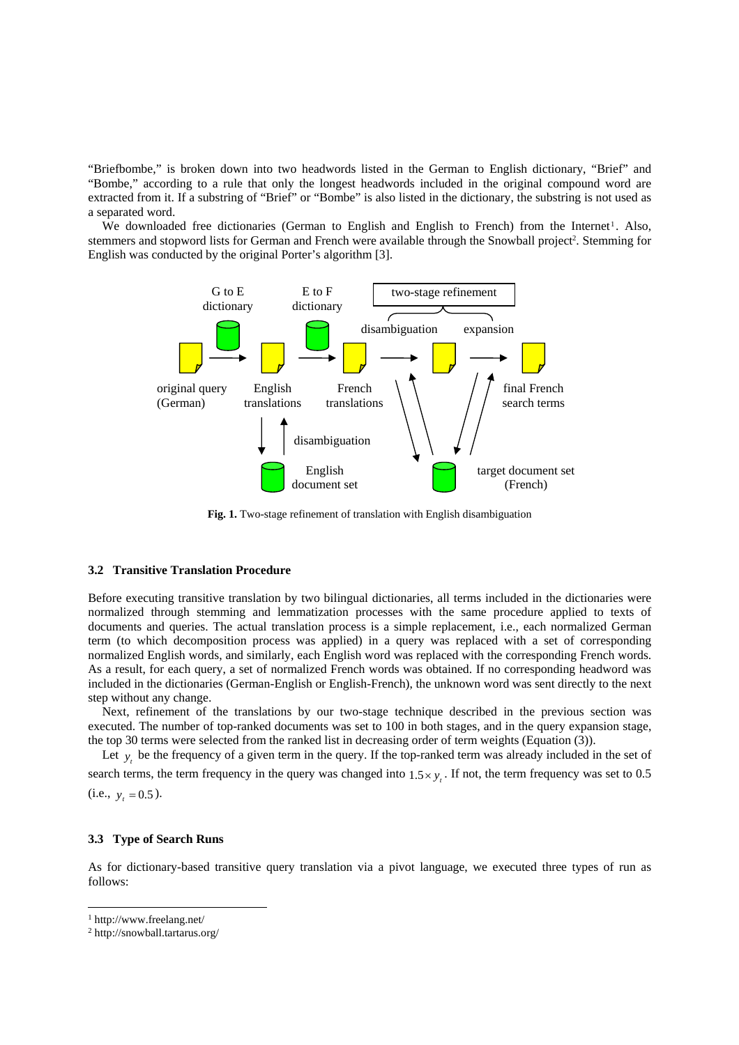"Briefbombe," is broken down into two headwords listed in the German to English dictionary, "Brief" and "Bombe," according to a rule that only the longest headwords included in the original compound word are extracted from it. If a substring of "Brief" or "Bombe" is also listed in the dictionary, the substring is not used as a separated word.

We downloaded free dictionaries (German to English and English to French) from the Internet[1]. Also, stemmers and stopword lists for German and French were available through the Snowball project[2]. Stemming for English was conducted by the original Porter's algorithm [3].

**Fig. 1.** Two-stage refinement of translation with English disambiguation

### 3.2 Transitive Translation Procedure

Before executing transitive translation by two bilingual dictionaries, all terms included in the dictionaries were normalized through stemming and lemmatization processes with the same procedure applied to texts of documents and queries. The actual translation process is a simple replacement, i.e., each normalized German term (to which decomposition process was applied) in a query was replaced with a set of corresponding normalized English words, and similarly, each English word was replaced with the corresponding French words. As a result, for each query, a set of normalized French words was obtained. If no corresponding headword was included in the dictionaries (German-English or English-French), the unknown word was sent directly to the next step without any change.

Next, refinement of the translations by our two-stage technique described in the previous section was executed. The number of top-ranked documents was set to 100 in both stages, and in the query expansion stage, the top 30 terms were selected from the ranked list in decreasing order of term weights (Equation (3)).

Let $y_t$ be the frequency of a given term in the query. If the top-ranked term was already included in the set of search terms, the term frequency in the query was changed into $1.5 \times y_t$. If not, the term frequency was set to 0.5 (i.e., $y_t = 0.5$).

### 3.3 Type of Search Runs

As for dictionary-based transitive query translation via a pivot language, we executed three types of run as follows:

[1] http://www.freelang.net/

[2] http://snowball.tartarus.org/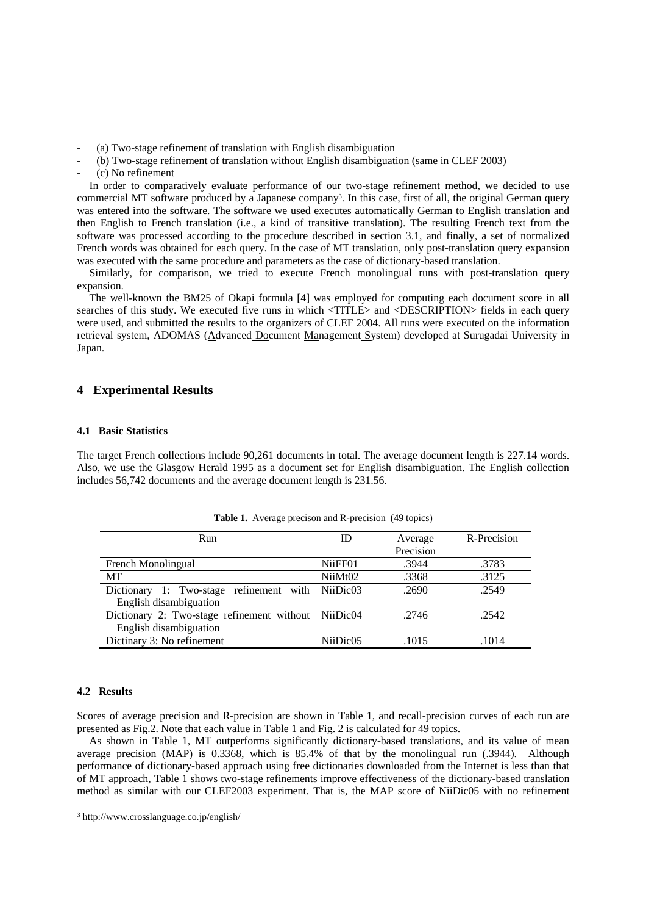- (a) Two-stage refinement of translation with English disambiguation
- (b) Two-stage refinement of translation without English disambiguation (same in CLEF 2003)
- (c) No refinement

In order to comparatively evaluate performance of our two-stage refinement method, we decided to use commercial MT software produced by a Japanese company[3]. In this case, first of all, the original German query was entered into the software. The software we used executes automatically German to English translation and then English to French translation (i.e., a kind of transitive translation). The resulting French text from the software was processed according to the procedure described in section 3.1, and finally, a set of normalized French words was obtained for each query. In the case of MT translation, only post-translation query expansion was executed with the same procedure and parameters as the case of dictionary-based translation.

Similarly, for comparison, we tried to execute French monolingual runs with post-translation query expansion.

The well-known the BM25 of Okapi formula [4] was employed for computing each document score in all searches of this study. We executed five runs in which <TITLE> and <DESCRIPTION> fields in each query were used, and submitted the results to the organizers of CLEF 2004. All runs were executed on the information retrieval system, ADOMAS (Advanced Document Management System) developed at Surugadai University in Japan.

## 4 Experimental Results

### 4.1 Basic Statistics

The target French collections include 90,261 documents in total. The average document length is 227.14 words. Also, we use the Glasgow Herald 1995 as a document set for English disambiguation. The English collection includes 56,742 documents and the average document length is 231.56.

**Table 1.** Average precison and R-precision (49 topics)

| Run | ID | Average Precision | R-Precision |
|---|---|---|---|
| French Monolingual | NiiFF01 | .3944 | .3783 |
| MT | NiiMt02 | .3368 | .3125 |
| Dictionary 1: Two-stage refinement with English disambiguation | NiiDic03 | .2690 | .2549 |
| Dictionary 2: Two-stage refinement without English disambiguation | NiiDic04 | .2746 | .2542 |
| Dictinary 3: No refinement | NiiDic05 | .1015 | .1014 |

### 4.2 Results

Scores of average precision and R-precision are shown in Table 1, and recall-precision curves of each run are presented as Fig.2. Note that each value in Table 1 and Fig. 2 is calculated for 49 topics.

As shown in Table 1, MT outperforms significantly dictionary-based translations, and its value of mean average precision (MAP) is 0.3368, which is 85.4% of that by the monolingual run (.3944). Although performance of dictionary-based approach using free dictionaries downloaded from the Internet is less than that of MT approach, Table 1 shows two-stage refinements improve effectiveness of the dictionary-based translation method as similar with our CLEF2003 experiment. That is, the MAP score of NiiDic05 with no refinement

[3] http://www.crosslanguage.co.jp/english/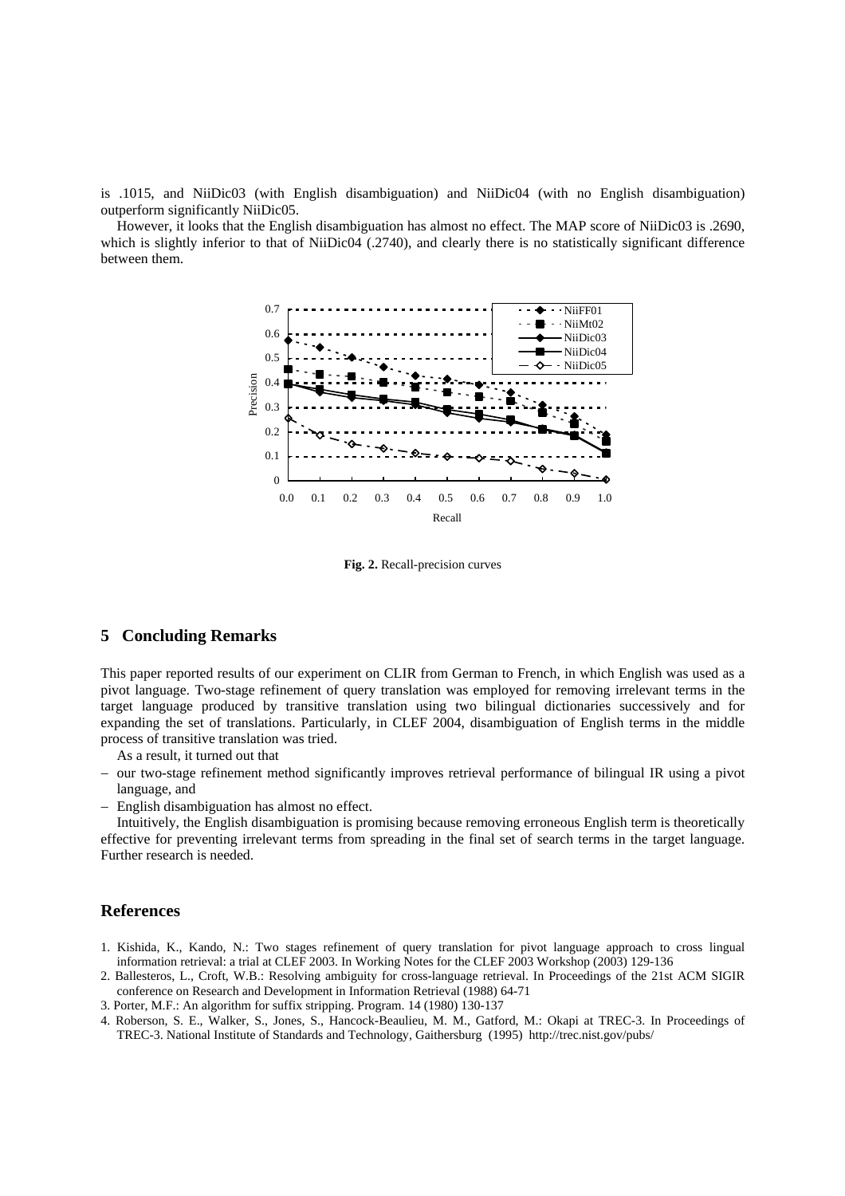is .1015, and NiiDic03 (with English disambiguation) and NiiDic04 (with no English disambiguation) outperform significantly NiiDic05.

However, it looks that the English disambiguation has almost no effect. The MAP score of NiiDic03 is .2690, which is slightly inferior to that of NiiDic04 (.2740), and clearly there is no statistically significant difference between them.

Precision

0.7
0.6
0.5
0.4
0.3
0.2
0.1
0

0.0 0.1 0.2 0.3 0.4 0.5 0.6 0.7 0.8 0.9 1.0

Recall

NiiFF01
NiiMt02
NiiDic03
NiiDic04
NiiDic05

**Fig. 2.** Recall-precision curves

## 5 Concluding Remarks

This paper reported results of our experiment on CLIR from German to French, in which English was used as a pivot language. Two-stage refinement of query translation was employed for removing irrelevant terms in the target language produced by transitive translation using two bilingual dictionaries successively and for expanding the set of translations. Particularly, in CLEF 2004, disambiguation of English terms in the middle process of transitive translation was tried.

As a result, it turned out that

- our two-stage refinement method significantly improves retrieval performance of bilingual IR using a pivot language, and
- English disambiguation has almost no effect.

Intuitively, the English disambiguation is promising because removing erroneous English term is theoretically effective for preventing irrelevant terms from spreading in the final set of search terms in the target language. Further research is needed.

## References

1. Kishida, K., Kando, N.: Two stages refinement of query translation for pivot language approach to cross lingual information retrieval: a trial at CLEF 2003. In Working Notes for the CLEF 2003 Workshop (2003) 129-136
2. Ballesteros, L., Croft, W.B.: Resolving ambiguity for cross-language retrieval. In Proceedings of the 21st ACM SIGIR conference on Research and Development in Information Retrieval (1988) 64-71
3. Porter, M.F.: An algorithm for suffix stripping. Program. 14 (1980) 130-137
4. Roberson, S. E., Walker, S., Jones, S., Hancock-Beaulieu, M. M., Gatford, M.: Okapi at TREC-3. In Proceedings of TREC-3. National Institute of Standards and Technology, Gaithersburg (1995) http://trec.nist.gov/pubs/